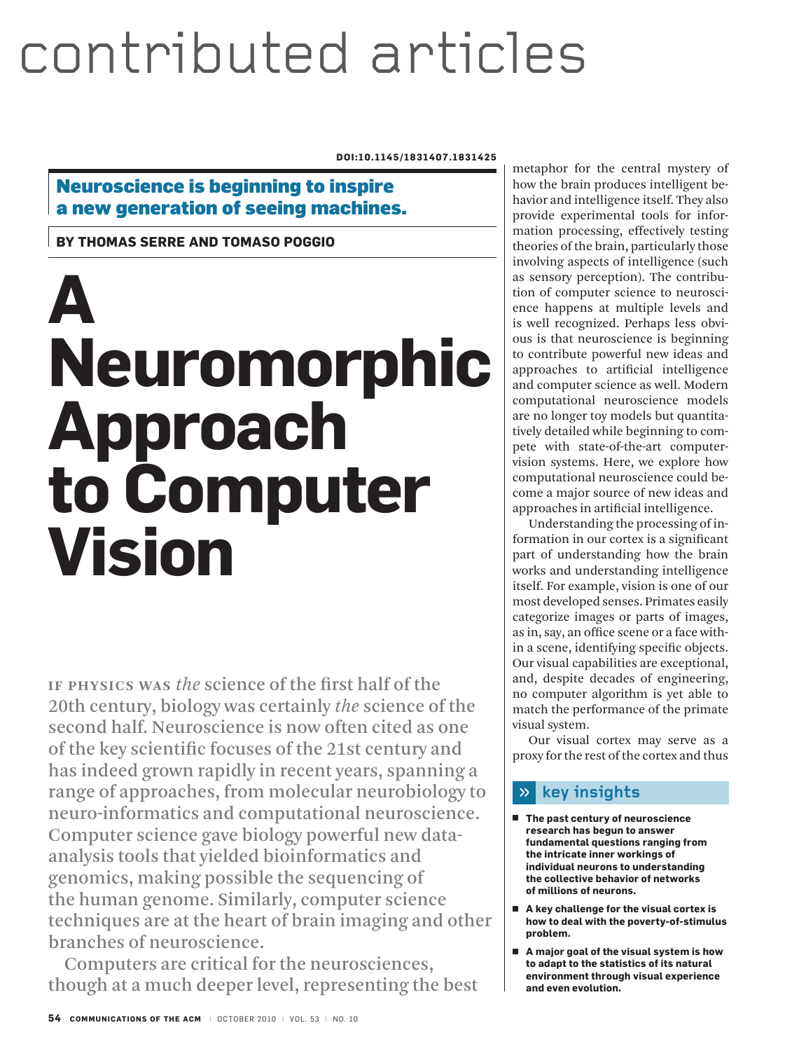contributed articles

DOI:10.1145/1831407.1831425

**Neuroscience is beginning to inspire a new generation of seeing machines.**

**BY THOMAS SERRE AND TOMASO POGGIO**

# A Neuromorphic Approach to Computer Vision

IF PHYSICS WAS *the* science of the first half of the 20th century, biology was certainly *the* science of the second half. Neuroscience is now often cited as one of the key scientific focuses of the 21st century and has indeed grown rapidly in recent years, spanning a range of approaches, from molecular neurobiology to neuro-informatics and computational neuroscience. Computer science gave biology powerful new data-analysis tools that yielded bioinformatics and genomics, making possible the sequencing of the human genome. Similarly, computer science techniques are at the heart of brain imaging and other branches of neuroscience.

Computers are critical for the neurosciences, though at a much deeper level, representing the best metaphor for the central mystery of how the brain produces intelligent behavior and intelligence itself. They also provide experimental tools for information processing, effectively testing theories of the brain, particularly those involving aspects of intelligence (such as sensory perception). The contribution of computer science to neuroscience happens at multiple levels and is well recognized. Perhaps less obvious is that neuroscience is beginning to contribute powerful new ideas and approaches to artificial intelligence and computer science as well. Modern computational neuroscience models are no longer toy models but quantitatively detailed while beginning to compete with state-of-the-art computer-vision systems. Here, we explore how computational neuroscience could become a major source of new ideas and approaches in artificial intelligence.

Understanding the processing of information in our cortex is a significant part of understanding how the brain works and understanding intelligence itself. For example, vision is one of our most developed senses. Primates easily categorize images or parts of images, as in, say, an office scene or a face within a scene, identifying specific objects. Our visual capabilities are exceptional, and, despite decades of engineering, no computer algorithm is yet able to match the performance of the primate visual system.

Our visual cortex may serve as a proxy for the rest of the cortex and thus

## » key insights

- **The past century of neuroscience research has begun to answer fundamental questions ranging from the intricate inner workings of individual neurons to understanding the collective behavior of networks of millions of neurons.**
- **A key challenge for the visual cortex is how to deal with the poverty-of-stimulus problem.**
- **A major goal of the visual system is how to adapt to the statistics of its natural environment through visual experience and even evolution.**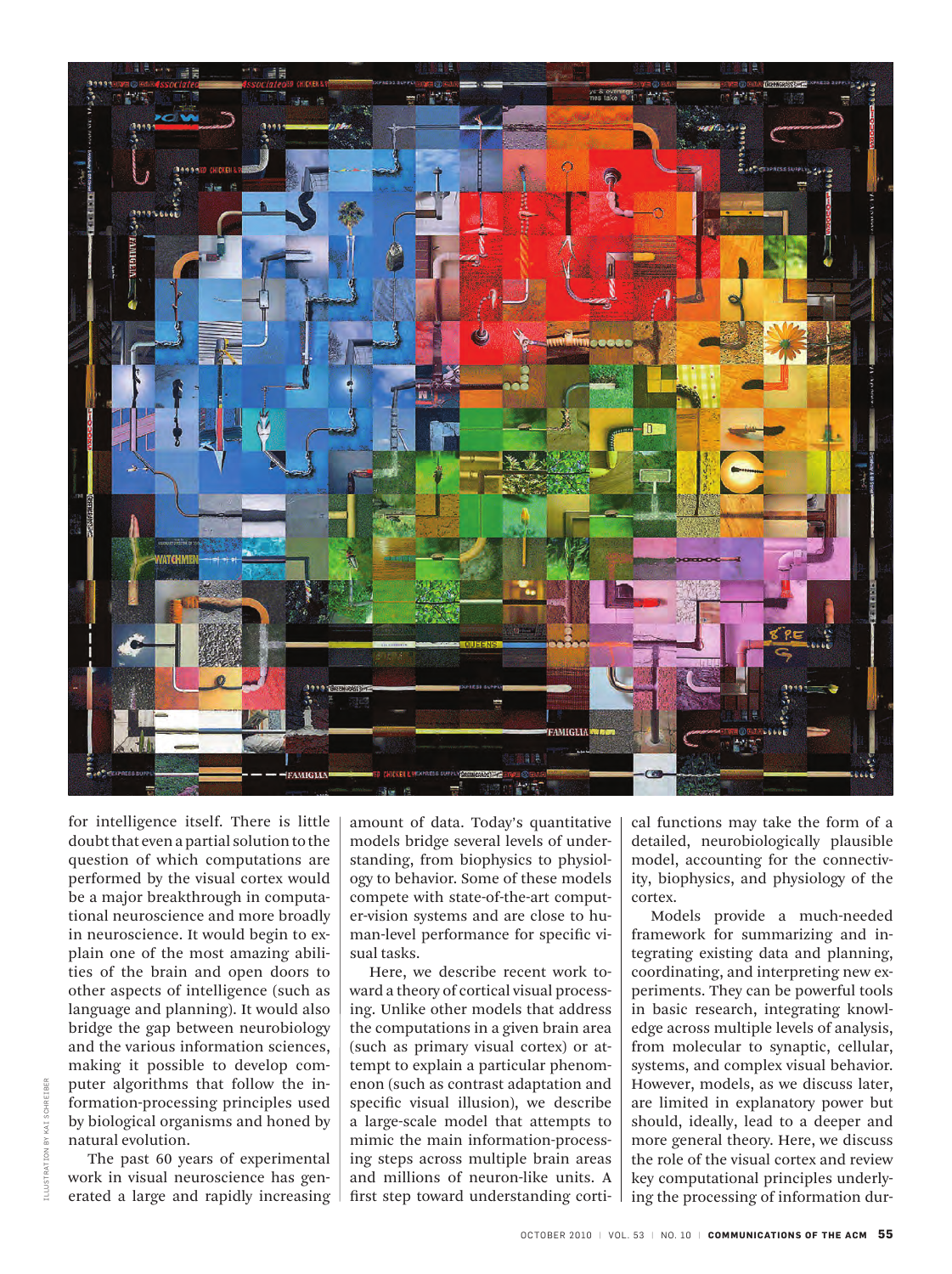for intelligence itself. There is little doubt that even a partial solution to the question of which computations are performed by the visual cortex would be a major breakthrough in computational neuroscience and more broadly in neuroscience. It would begin to explain one of the most amazing abilities of the brain and open doors to other aspects of intelligence (such as language and planning). It would also bridge the gap between neurobiology and the various information sciences, making it possible to develop computer algorithms that follow the information-processing principles used by biological organisms and honed by natural evolution.

The past 60 years of experimental work in visual neuroscience has generated a large and rapidly increasing amount of data. Today's quantitative models bridge several levels of understanding, from biophysics to physiology to behavior. Some of these models compete with state-of-the-art computer-vision systems and are close to human-level performance for specific visual tasks.

Here, we describe recent work toward a theory of cortical visual processing. Unlike other models that address the computations in a given brain area (such as primary visual cortex) or attempt to explain a particular phenomenon (such as contrast adaptation and specific visual illusion), we describe a large-scale model that attempts to mimic the main information-processing steps across multiple brain areas and millions of neuron-like units. A first step toward understanding cortical functions may take the form of a detailed, neurobiologically plausible model, accounting for the connectivity, biophysics, and physiology of the cortex.

Models provide a much-needed framework for summarizing and integrating existing data and planning, coordinating, and interpreting new experiments. They can be powerful tools in basic research, integrating knowledge across multiple levels of analysis, from molecular to synaptic, cellular, systems, and complex visual behavior. However, models, as we discuss later, are limited in explanatory power but should, ideally, lead to a deeper and more general theory. Here, we discuss the role of the visual cortex and review key computational principles underlying the processing of information dur-

ILLUSTRATION BY KAI SCHREIBER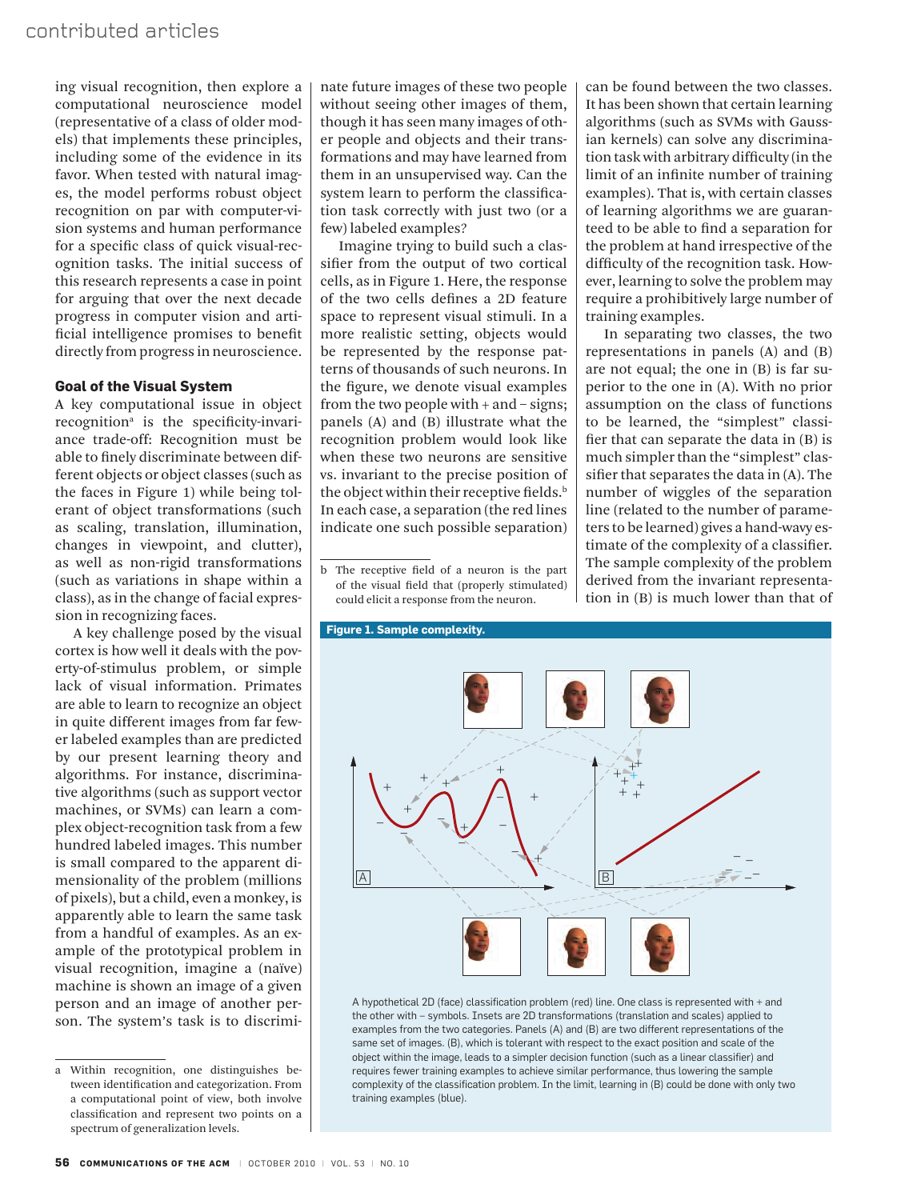ing visual recognition, then explore a computational neuroscience model (representative of a class of older models) that implements these principles, including some of the evidence in its favor. When tested with natural images, the model performs robust object recognition on par with computer-vision systems and human performance for a specific class of quick visual-recognition tasks. The initial success of this research represents a case in point for arguing that over the next decade progress in computer vision and artificial intelligence promises to benefit directly from progress in neuroscience.

## Goal of the Visual System

A key computational issue in object recognition[a] is the specificity-invariance trade-off: Recognition must be able to finely discriminate between different objects or object classes (such as the faces in Figure 1) while being tolerant of object transformations (such as scaling, translation, illumination, changes in viewpoint, and clutter), as well as non-rigid transformations (such as variations in shape within a class), as in the change of facial expression in recognizing faces.

A key challenge posed by the visual cortex is how well it deals with the poverty-of-stimulus problem, or simple lack of visual information. Primates are able to learn to recognize an object in quite different images from far fewer labeled examples than are predicted by our present learning theory and algorithms. For instance, discriminative algorithms (such as support vector machines, or SVMs) can learn a complex object-recognition task from a few hundred labeled images. This number is small compared to the apparent dimensionality of the problem (millions of pixels), but a child, even a monkey, is apparently able to learn the same task from a handful of examples. As an example of the prototypical problem in visual recognition, imagine a (naïve) machine is shown an image of a given person and an image of another person. The system's task is to discriminate future images of these two people without seeing other images of them, though it has seen many images of other people and objects and their transformations and may have learned from them in an unsupervised way. Can the system learn to perform the classification task correctly with just two (or a few) labeled examples?

Imagine trying to build such a classifier from the output of two cortical cells, as in Figure 1. Here, the response of the two cells defines a 2D feature space to represent visual stimuli. In a more realistic setting, objects would be represented by the response patterns of thousands of such neurons. In the figure, we denote visual examples from the two people with + and − signs; panels (A) and (B) illustrate what the recognition problem would look like when these two neurons are sensitive vs. invariant to the precise position of the object within their receptive fields.[b] In each case, a separation (the red lines indicate one such possible separation) can be found between the two classes. It has been shown that certain learning algorithms (such as SVMs with Gaussian kernels) can solve any discrimination task with arbitrary difficulty (in the limit of an infinite number of training examples). That is, with certain classes of learning algorithms we are guaranteed to be able to find a separation for the problem at hand irrespective of the difficulty of the recognition task. However, learning to solve the problem may require a prohibitively large number of training examples.

In separating two classes, the two representations in panels (A) and (B) are not equal; the one in (B) is far superior to the one in (A). With no prior assumption on the class of functions to be learned, the "simplest" classifier that can separate the data in (B) is much simpler than the "simplest" classifier that separates the data in (A). The number of wiggles of the separation line (related to the number of parameters to be learned) gives a hand-wavy estimate of the complexity of a classifier. The sample complexity of the problem derived from the invariant representation in (B) is much lower than that of

**Figure 1. Sample complexity.**

A

B

A hypothetical 2D (face) classification problem (red) line. One class is represented with + and the other with − symbols. Insets are 2D transformations (translation and scales) applied to examples from the two categories. Panels (A) and (B) are two different representations of the same set of images. (B), which is tolerant with respect to the exact position and scale of the object within the image, leads to a simpler decision function (such as a linear classifier) and requires fewer training examples to achieve similar performance, thus lowering the sample complexity of the classification problem. In the limit, learning in (B) could be done with only two training examples (blue).

---

[a] Within recognition, one distinguishes between identification and categorization. From a computational point of view, both involve classification and represent two points on a spectrum of generalization levels.

[b] The receptive field of a neuron is the part of the visual field that (properly stimulated) could elicit a response from the neuron.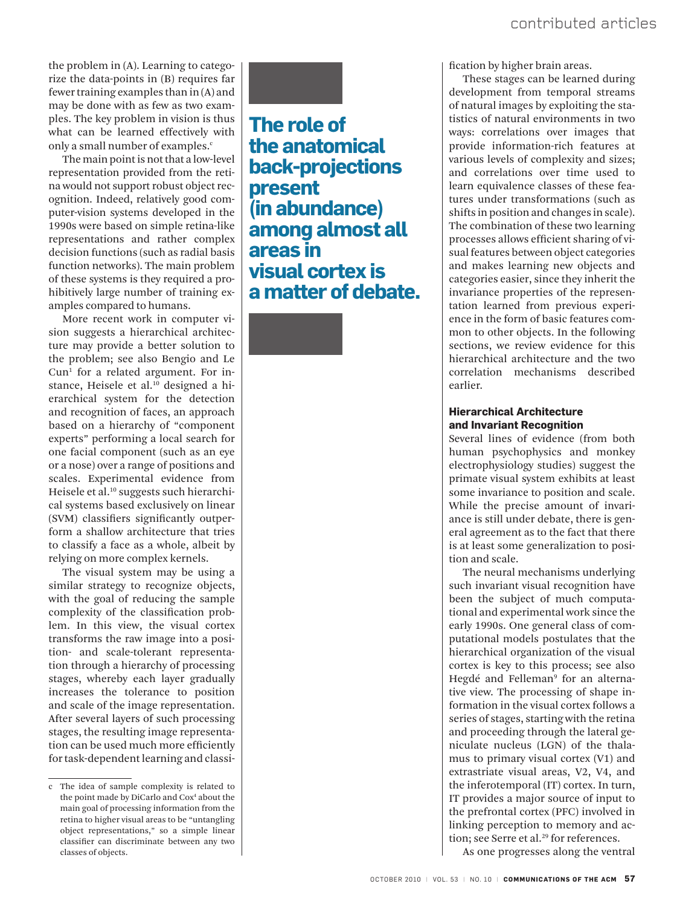the problem in (A). Learning to categorize the data-points in (B) requires far fewer training examples than in (A) and may be done with as few as two examples. The key problem in vision is thus what can be learned effectively with only a small number of examples.[c]

The main point is not that a low-level representation provided from the retina would not support robust object recognition. Indeed, relatively good computer-vision systems developed in the 1990s were based on simple retina-like representations and rather complex decision functions (such as radial basis function networks). The main problem of these systems is they required a prohibitively large number of training examples compared to humans.

More recent work in computer vision suggests a hierarchical architecture may provide a better solution to the problem; see also Bengio and Le Cun[1] for a related argument. For instance, Heisele et al.[10] designed a hierarchical system for the detection and recognition of faces, an approach based on a hierarchy of "component experts" performing a local search for one facial component (such as an eye or a nose) over a range of positions and scales. Experimental evidence from Heisele et al.[10] suggests such hierarchical systems based exclusively on linear (SVM) classifiers significantly outperform a shallow architecture that tries to classify a face as a whole, albeit by relying on more complex kernels.

The visual system may be using a similar strategy to recognize objects, with the goal of reducing the sample complexity of the classification problem. In this view, the visual cortex transforms the raw image into a position- and scale-tolerant representation through a hierarchy of processing stages, whereby each layer gradually increases the tolerance to position and scale of the image representation. After several layers of such processing stages, the resulting image representation can be used much more efficiently for task-dependent learning and classification by higher brain areas.

c The idea of sample complexity is related to the point made by DiCarlo and Cox[4] about the main goal of processing information from the retina to higher visual areas to be "untangling object representations," so a simple linear classifier can discriminate between any two classes of objects.

**The role of the anatomical back-projections present (in abundance) among almost all areas in visual cortex is a matter of debate.**

These stages can be learned during development from temporal streams of natural images by exploiting the statistics of natural environments in two ways: correlations over images that provide information-rich features at various levels of complexity and sizes; and correlations over time used to learn equivalence classes of these features under transformations (such as shifts in position and changes in scale). The combination of these two learning processes allows efficient sharing of visual features between object categories and makes learning new objects and categories easier, since they inherit the invariance properties of the representation learned from previous experience in the form of basic features common to other objects. In the following sections, we review evidence for this hierarchical architecture and the two correlation mechanisms described earlier.

### Hierarchical Architecture and Invariant Recognition

Several lines of evidence (from both human psychophysics and monkey electrophysiology studies) suggest the primate visual system exhibits at least some invariance to position and scale. While the precise amount of invariance is still under debate, there is general agreement as to the fact that there is at least some generalization to position and scale.

The neural mechanisms underlying such invariant visual recognition have been the subject of much computational and experimental work since the early 1990s. One general class of computational models postulates that the hierarchical organization of the visual cortex is key to this process; see also Hegdé and Felleman[9] for an alternative view. The processing of shape information in the visual cortex follows a series of stages, starting with the retina and proceeding through the lateral geniculate nucleus (LGN) of the thalamus to primary visual cortex (V1) and extrastriate visual areas, V2, V4, and the inferotemporal (IT) cortex. In turn, IT provides a major source of input to the prefrontal cortex (PFC) involved in linking perception to memory and action; see Serre et al.[29] for references.

As one progresses along the ventral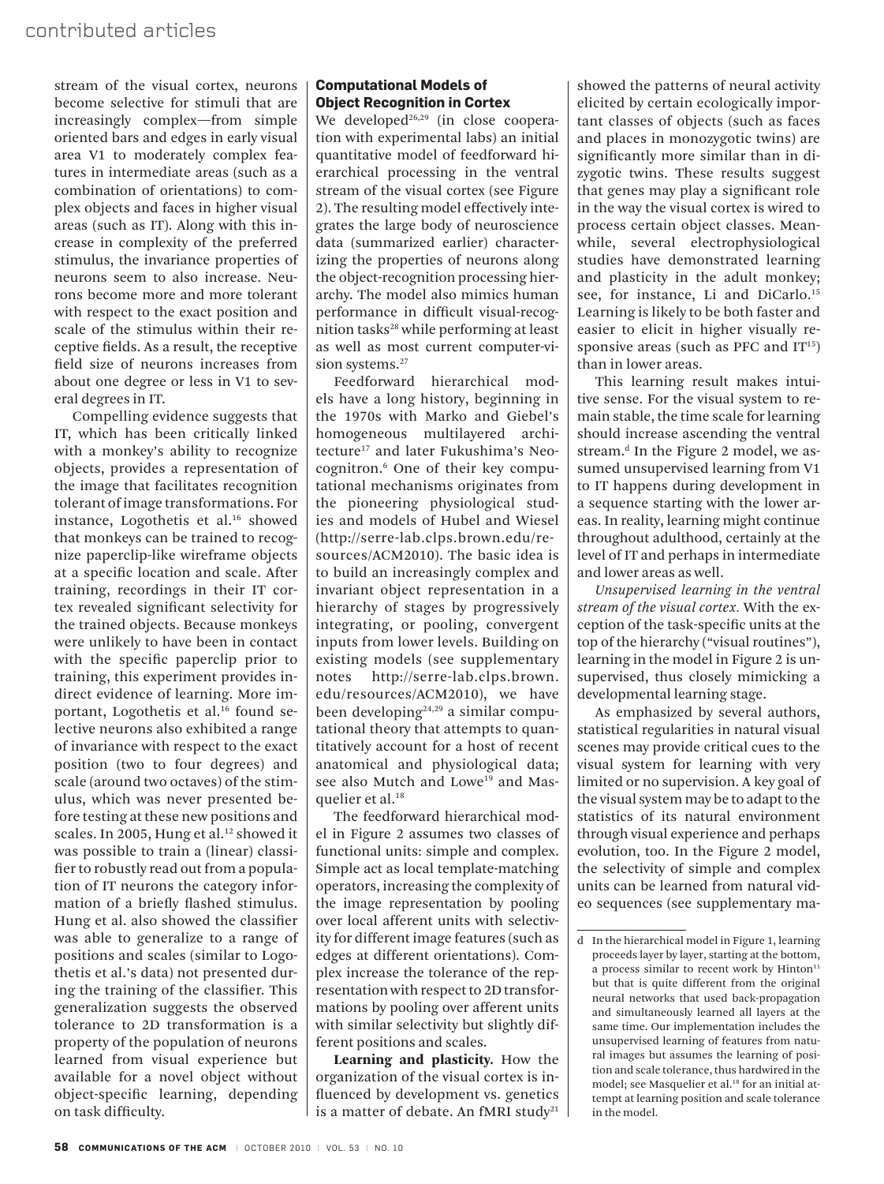stream of the visual cortex, neurons become selective for stimuli that are increasingly complex—from simple oriented bars and edges in early visual area V1 to moderately complex features in intermediate areas (such as a combination of orientations) to complex objects and faces in higher visual areas (such as IT). Along with this increase in complexity of the preferred stimulus, the invariance properties of neurons seem to also increase. Neurons become more and more tolerant with respect to the exact position and scale of the stimulus within their receptive fields. As a result, the receptive field size of neurons increases from about one degree or less in V1 to several degrees in IT.

Compelling evidence suggests that IT, which has been critically linked with a monkey's ability to recognize objects, provides a representation of the image that facilitates recognition tolerant of image transformations. For instance, Logothetis et al.[16] showed that monkeys can be trained to recognize paperclip-like wireframe objects at a specific location and scale. After training, recordings in their IT cortex revealed significant selectivity for the trained objects. Because monkeys were unlikely to have been in contact with the specific paperclip prior to training, this experiment provides indirect evidence of learning. More important, Logothetis et al.[16] found selective neurons also exhibited a range of invariance with respect to the exact position (two to four degrees) and scale (around two octaves) of the stimulus, which was never presented before testing at these new positions and scales. In 2005, Hung et al.[12] showed it was possible to train a (linear) classifier to robustly read out from a population of IT neurons the category information of a briefly flashed stimulus. Hung et al. also showed the classifier was able to generalize to a range of positions and scales (similar to Logothetis et al.'s data) not presented during the training of the classifier. This generalization suggests the observed tolerance to 2D transformation is a property of the population of neurons learned from visual experience but available for a novel object without object-specific learning, depending on task difficulty.

## Computational Models of Object Recognition in Cortex

We developed[26,29] (in close cooperation with experimental labs) an initial quantitative model of feedforward hierarchical processing in the ventral stream of the visual cortex (see Figure 2). The resulting model effectively integrates the large body of neuroscience data (summarized earlier) characterizing the properties of neurons along the object-recognition processing hierarchy. The model also mimics human performance in difficult visual-recognition tasks[28] while performing at least as well as most current computer-vision systems.[27]

Feedforward hierarchical models have a long history, beginning in the 1970s with Marko and Giebel's homogeneous multilayered architecture[17] and later Fukushima's Neocognitron.[6] One of their key computational mechanisms originates from the pioneering physiological studies and models of Hubel and Wiesel (http://serre-lab.clps.brown.edu/resources/ACM2010). The basic idea is to build an increasingly complex and invariant object representation in a hierarchy of stages by progressively integrating, or pooling, convergent inputs from lower levels. Building on existing models (see supplementary notes http://serre-lab.clps.brown.edu/resources/ACM2010), we have been developing[24,29] a similar computational theory that attempts to quantitatively account for a host of recent anatomical and physiological data; see also Mutch and Lowe[19] and Masquelier et al.[18]

The feedforward hierarchical model in Figure 2 assumes two classes of functional units: simple and complex. Simple act as local template-matching operators, increasing the complexity of the image representation by pooling over local afferent units with selectivity for different image features (such as edges at different orientations). Complex increase the tolerance of the representation with respect to 2D transformations by pooling over afferent units with similar selectivity but slightly different positions and scales.

**Learning and plasticity.** How the organization of the visual cortex is influenced by development vs. genetics is a matter of debate. An fMRI study[21] showed the patterns of neural activity elicited by certain ecologically important classes of objects (such as faces and places in monozygotic twins) are significantly more similar than in dizygotic twins. These results suggest that genes may play a significant role in the way the visual cortex is wired to process certain object classes. Meanwhile, several electrophysiological studies have demonstrated learning and plasticity in the adult monkey; see, for instance, Li and DiCarlo.[15] Learning is likely to be both faster and easier to elicit in higher visually responsive areas (such as PFC and IT[15]) than in lower areas.

This learning result makes intuitive sense. For the visual system to remain stable, the time scale for learning should increase ascending the ventral stream.[d] In the Figure 2 model, we assumed unsupervised learning from V1 to IT happens during development in a sequence starting with the lower areas. In reality, learning might continue throughout adulthood, certainly at the level of IT and perhaps in intermediate and lower areas as well.

*Unsupervised learning in the ventral stream of the visual cortex.* With the exception of the task-specific units at the top of the hierarchy ("visual routines"), learning in the model in Figure 2 is unsupervised, thus closely mimicking a developmental learning stage.

As emphasized by several authors, statistical regularities in natural visual scenes may provide critical cues to the visual system for learning with very limited or no supervision. A key goal of the visual system may be to adapt to the statistics of its natural environment through visual experience and perhaps evolution, too. In the Figure 2 model, the selectivity of simple and complex units can be learned from natural video sequences (see supplementary ma-

---

d In the hierarchical model in Figure 1, learning proceeds layer by layer, starting at the bottom, a process similar to recent work by Hinton[11] but that is quite different from the original neural networks that used back-propagation and simultaneously learned all layers at the same time. Our implementation includes the unsupervised learning of features from natural images but assumes the learning of position and scale tolerance, thus hardwired in the model; see Masquelier et al.[18] for an initial attempt at learning position and scale tolerance in the model.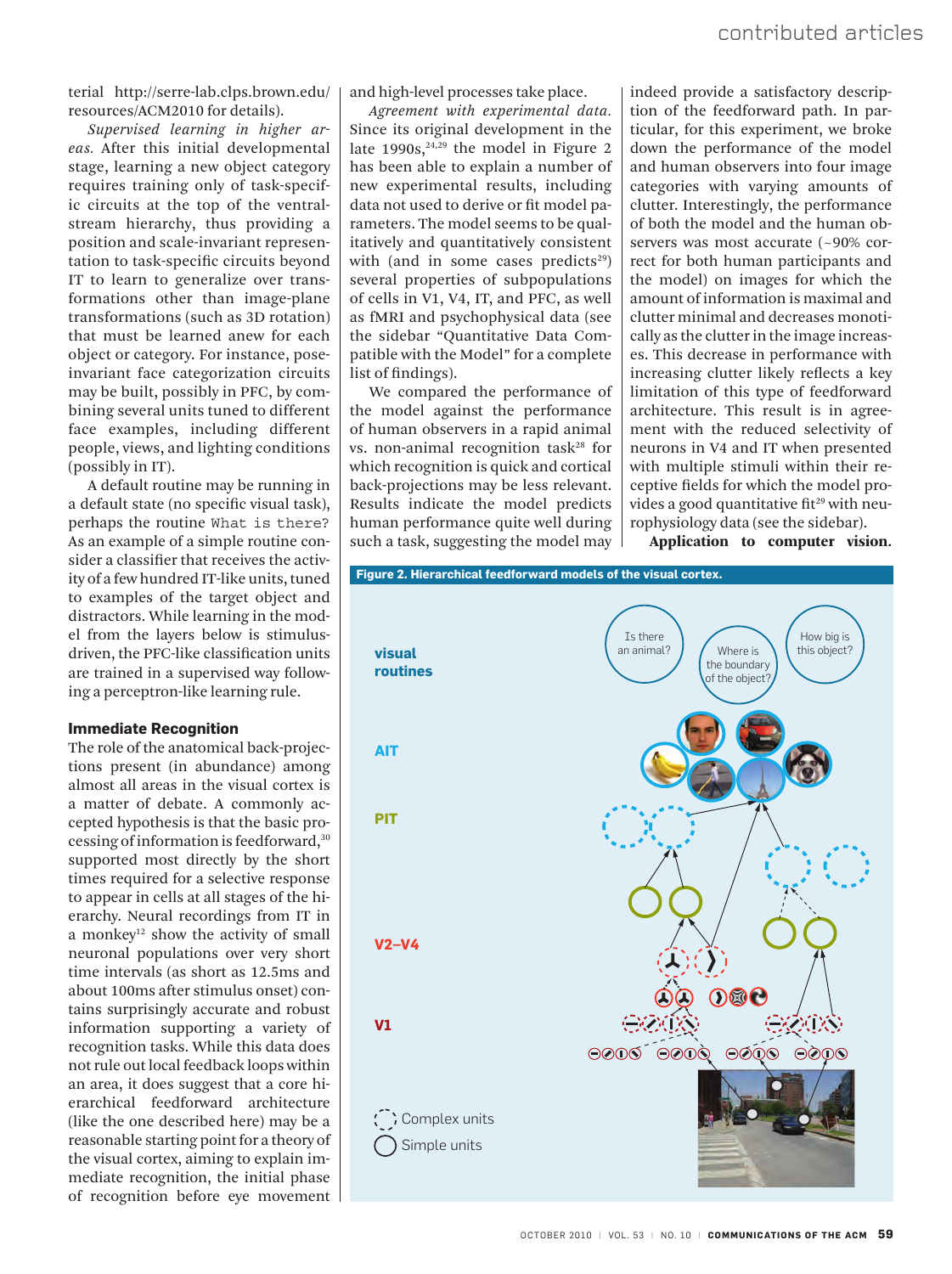terial http://serre-lab.clps.brown.edu/resources/ACM2010 for details).

*Supervised learning in higher areas.* After this initial developmental stage, learning a new object category requires training only of task-specific circuits at the top of the ventral-stream hierarchy, thus providing a position and scale-invariant representation to task-specific circuits beyond IT to learn to generalize over transformations other than image-plane transformations (such as 3D rotation) that must be learned anew for each object or category. For instance, pose-invariant face categorization circuits may be built, possibly in PFC, by combining several units tuned to different face examples, including different people, views, and lighting conditions (possibly in IT).

A default routine may be running in a default state (no specific visual task), perhaps the routine `What is there?` As an example of a simple routine consider a classifier that receives the activity of a few hundred IT-like units, tuned to examples of the target object and distractors. While learning in the model from the layers below is stimulus-driven, the PFC-like classification units are trained in a supervised way following a perceptron-like learning rule.

### Immediate Recognition

The role of the anatomical back-projections present (in abundance) among almost all areas in the visual cortex is a matter of debate. A commonly accepted hypothesis is that the basic processing of information is feedforward,[30] supported most directly by the short times required for a selective response to appear in cells at all stages of the hierarchy. Neural recordings from IT in a monkey[12] show the activity of small neuronal populations over very short time intervals (as short as 12.5ms and about 100ms after stimulus onset) contains surprisingly accurate and robust information supporting a variety of recognition tasks. While this data does not rule out local feedback loops within an area, it does suggest that a core hierarchical feedforward architecture (like the one described here) may be a reasonable starting point for a theory of the visual cortex, aiming to explain immediate recognition, the initial phase of recognition before eye movement and high-level processes take place.

*Agreement with experimental data.* Since its original development in the late 1990s,[24,29] the model in Figure 2 has been able to explain a number of new experimental results, including data not used to derive or fit model parameters. The model seems to be qualitatively and quantitatively consistent with (and in some cases predicts[29]) several properties of subpopulations of cells in V1, V4, IT, and PFC, as well as fMRI and psychophysical data (see the sidebar "Quantitative Data Compatible with the Model" for a complete list of findings).

We compared the performance of the model against the performance of human observers in a rapid animal vs. non-animal recognition task[28] for which recognition is quick and cortical back-projections may be less relevant. Results indicate the model predicts human performance quite well during such a task, suggesting the model may indeed provide a satisfactory description of the feedforward path. In particular, for this experiment, we broke down the performance of the model and human observers into four image categories with varying amounts of clutter. Interestingly, the performance of both the model and the human observers was most accurate (~90% correct for both human participants and the model) on images for which the amount of information is maximal and clutter minimal and decreases monotically as the clutter in the image increases. This decrease in performance with increasing clutter likely reflects a key limitation of this type of feedforward architecture. This result is in agreement with the reduced selectivity of neurons in V4 and IT when presented with multiple stimuli within their receptive fields for which the model provides a good quantitative fit[29] with neurophysiology data (see the sidebar).

**Application to computer vision.**

**Figure 2. Hierarchical feedforward models of the visual cortex.**

visual routines

Is there an animal?

Where is the boundary of the object?

How big is this object?

AIT

PIT

V2–V4

V1

Complex units

Simple units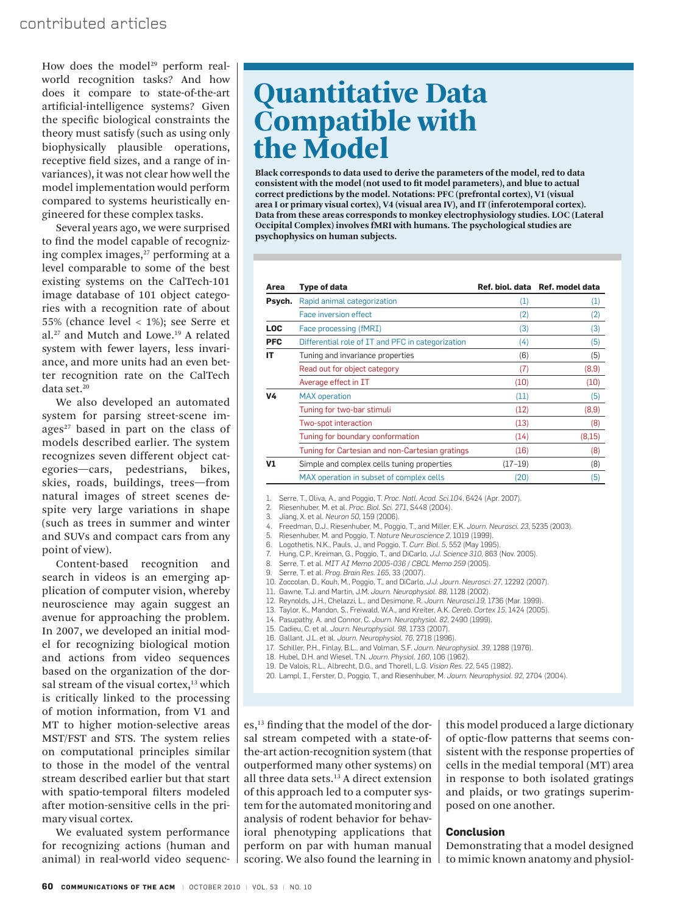How does the model[29] perform real-world recognition tasks? And how does it compare to state-of-the-art artificial-intelligence systems? Given the specific biological constraints the theory must satisfy (such as using only biophysically plausible operations, receptive field sizes, and a range of invariances), it was not clear how well the model implementation would perform compared to systems heuristically engineered for these complex tasks.

Several years ago, we were surprised to find the model capable of recognizing complex images,[27] performing at a level comparable to some of the best existing systems on the CalTech-101 image database of 101 object categories with a recognition rate of about 55% (chance level < 1%); see Serre et al.[27] and Mutch and Lowe.[19] A related system with fewer layers, less invariance, and more units had an even better recognition rate on the CalTech data set.[20]

We also developed an automated system for parsing street-scene images[27] based in part on the class of models described earlier. The system recognizes seven different object categories—cars, pedestrians, bikes, skies, roads, buildings, trees—from natural images of street scenes despite very large variations in shape (such as trees in summer and winter and SUVs and compact cars from any point of view).

Content-based recognition and search in videos is an emerging application of computer vision, whereby neuroscience may again suggest an avenue for approaching the problem. In 2007, we developed an initial model for recognizing biological motion and actions from video sequences based on the organization of the dorsal stream of the visual cortex,[13] which is critically linked to the processing of motion information, from V1 and MT to higher motion-selective areas MST/FST and STS. The system relies on computational principles similar to those in the model of the ventral stream described earlier but that start with spatio-temporal filters modeled after motion-sensitive cells in the primary visual cortex.

We evaluated system performance for recognizing actions (human and animal) in real-world video sequences,[13] finding that the model of the dorsal stream competed with a state-of-the-art action-recognition system (that outperformed many other systems) on all three data sets.[13] A direct extension of this approach led to a computer system for the automated monitoring and analysis of rodent behavior for behavioral phenotyping applications that perform on par with human manual scoring. We also found the learning in this model produced a large dictionary of optic-flow patterns that seems consistent with the response properties of cells in the medial temporal (MT) area in response to both isolated gratings and plaids, or two gratings superimposed on one another.

## Quantitative Data Compatible with the Model

**Black corresponds to data used to derive the parameters of the model, red to data consistent with the model (not used to fit model parameters), and blue to actual correct predictions by the model. Notations: PFC (prefrontal cortex), V1 (visual area I or primary visual cortex), V4 (visual area IV), and IT (inferotemporal cortex). Data from these areas corresponds to monkey electrophysiology studies. LOC (Lateral Occipital Complex) involves fMRI with humans. The psychological studies are psychophysics on human subjects.**

| Area | Type of data | Ref. biol. data | Ref. model data |
|---|---|---|---|
| Psych. | Rapid animal categorization | (1) | (1) |
| | Face inversion effect | (2) | (2) |
| LOC | Face processing (fMRI) | (3) | (3) |
| PFC | Differential role of IT and PFC in categorization | (4) | (5) |
| IT | Tuning and invariance properties | (6) | (5) |
| | Read out for object category | (7) | (8,9) |
| | Average effect in IT | (10) | (10) |
| V4 | MAX operation | (11) | (5) |
| | Tuning for two-bar stimuli | (12) | (8,9) |
| | Two-spot interaction | (13) | (8) |
| | Tuning for boundary conformation | (14) | (8,15) |
| | Tuning for Cartesian and non-Cartesian gratings | (16) | (8) |
| V1 | Simple and complex cells tuning properties | (17–19) | (8) |
| | MAX operation in subset of complex cells | (20) | (5) |

1. Serre, T., Oliva, A., and Poggio, T. *Proc. Natl. Acad. Sci.104*, 6424 (Apr. 2007).
2. Riesenhuber, M. et al. *Proc. Biol. Sci. 271*, S448 (2004).
3. Jiang, X. et al. *Neuron 50*, 159 (2006).
4. Freedman, D.J., Riesenhuber, M., Poggio, T., and Miller, E.K. *Journ. Neurosci. 23*, 5235 (2003).
5. Riesenhuber, M. and Poggio, T. *Nature Neuroscience 2*, 1019 (1999).
6. Logothetis, N.K., Pauls, J., and Poggio, T. *Curr. Biol. 5*, 552 (May 1995).
7. Hung, C.P., Kreiman, G., Poggio, T., and DiCarlo, J.J. *Science 310*, 863 (Nov. 2005).
8. Serre, T. et al. *MIT AI Memo 2005-036 / CBCL Memo 259* (2005).
9. Serre, T. et al. *Prog. Brain Res. 165*, 33 (2007).
10. Zoccolan, D., Kouh, M., Poggio, T., and DiCarlo, J.J. *Journ. Neurosci. 27*, 12292 (2007).
11. Gawne, T.J. and Martin, J.M. *Journ. Neurophysiol. 88*, 1128 (2002).
12. Reynolds, J.H., Chelazzi, L., and Desimone, R. *Journ. Neurosci.19*, 1736 (Mar. 1999).
13. Taylor, K., Mandon, S., Freiwald, W.A., and Kreiter, A.K. *Cereb. Cortex 15*, 1424 (2005).
14. Pasupathy, A. and Connor, C. *Journ. Neurophysiol. 82*, 2490 (1999).
15. Cadieu, C. et al. *Journ. Neurophysiol. 98*, 1733 (2007).
16. Gallant, J.L. et al. *Journ. Neurophysiol. 76*, 2718 (1996).
17. Schiller, P.H., Finlay, B.L., and Volman, S.F. *Journ. Neurophysiol. 39*, 1288 (1976).
18. Hubel, D.H. and Wiesel, T.N. *Journ. Physiol. 160*, 106 (1962).
19. De Valois, R.L., Albrecht, D.G., and Thorell, L.G. *Vision Res. 22*, 545 (1982).
20. Lampl, I., Ferster, D., Poggio, T., and Riesenhuber, M. *Journ. Neurophysiol. 92*, 2704 (2004).

### Conclusion

Demonstrating that a model designed to mimic known anatomy and physiol-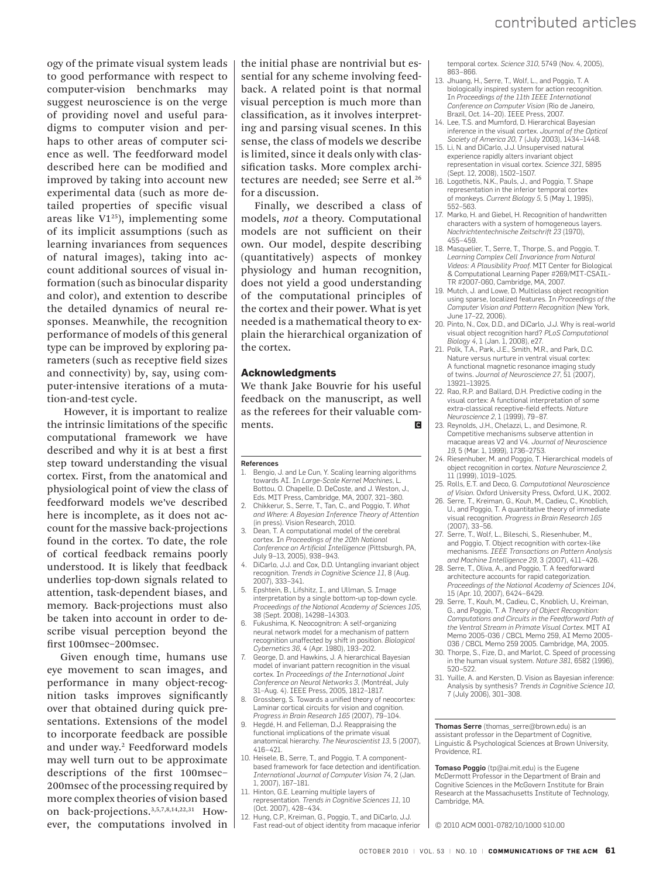ogy of the primate visual system leads to good performance with respect to computer-vision benchmarks may suggest neuroscience is on the verge of providing novel and useful paradigms to computer vision and perhaps to other areas of computer science as well. The feedforward model described here can be modified and improved by taking into account new experimental data (such as more detailed properties of specific visual areas like V1[25]), implementing some of its implicit assumptions (such as learning invariances from sequences of natural images), taking into account additional sources of visual information (such as binocular disparity and color), and extention to describe the detailed dynamics of neural responses. Meanwhile, the recognition performance of models of this general type can be improved by exploring parameters (such as receptive field sizes and connectivity) by, say, using computer-intensive iterations of a mutation-and-test cycle.

However, it is important to realize the intrinsic limitations of the specific computational framework we have described and why it is at best a first step toward understanding the visual cortex. First, from the anatomical and physiological point of view the class of feedforward models we've described here is incomplete, as it does not account for the massive back-projections found in the cortex. To date, the role of cortical feedback remains poorly understood. It is likely that feedback underlies top-down signals related to attention, task-dependent biases, and memory. Back-projections must also be taken into account in order to describe visual perception beyond the first 100msec–200msec.

Given enough time, humans use eye movement to scan images, and performance in many object-recognition tasks improves significantly over that obtained during quick presentations. Extensions of the model to incorporate feedback are possible and under way.[2] Feedforward models may well turn out to be approximate descriptions of the first 100msec–200msec of the processing required by more complex theories of vision based on back-projections.[3,5,7,8,14,22,31] However, the computations involved in the initial phase are nontrivial but essential for any scheme involving feedback. A related point is that normal visual perception is much more than classification, as it involves interpreting and parsing visual scenes. In this sense, the class of models we describe is limited, since it deals only with classification tasks. More complex architectures are needed; see Serre et al.[26] for a discussion.

Finally, we described a class of models, *not* a theory. Computational models are not sufficient on their own. Our model, despite describing (quantitatively) aspects of monkey physiology and human recognition, does not yield a good understanding of the computational principles of the cortex and their power. What is yet needed is a mathematical theory to explain the hierarchical organization of the cortex.

## Acknowledgments

We thank Jake Bouvrie for his useful feedback on the manuscript, as well as the referees for their valuable comments.

### References

1. Bengio, J. and Le Cun, Y. Scaling learning algorithms towards AI. In *Large-Scale Kernel Machines*, L. Bottou, O. Chapelle, D. DeCoste, and J. Weston, J., Eds. MIT Press, Cambridge, MA, 2007, 321–360.
2. Chikkerur, S., Serre, T., Tan, C., and Poggio, T. *What and Where: A Bayesian Inference Theory of Attention* (in press). Vision Research, 2010.
3. Dean, T. A computational model of the cerebral cortex. In *Proceedings of the 20th National Conference on Artificial Intelligence* (Pittsburgh, PA, July 9–13, 2005), 938–943.
4. DiCarlo, J.J. and Cox, D.D. Untangling invariant object recognition. *Trends in Cognitive Science 11*, 8 (Aug. 2007), 333–341.
5. Epshtein, B., Lifshitz, I., and Ullman, S. Image interpretation by a single bottom-up top-down cycle. *Proceedings of the National Academy of Sciences 105*, 38 (Sept. 2008), 14298–14303.
6. Fukushima, K. Neocognitron: A self-organizing neural network model for a mechanism of pattern recognition unaffected by shift in position. *Biological Cybernetics 36*, 4 (Apr. 1980), 193–202.
7. George, D. and Hawkins, J. A hierarchical Bayesian model of invariant pattern recognition in the visual cortex. In *Proceedings of the International Joint Conference on Neural Networks 3*, (Montréal, July 31–Aug. 4). IEEE Press, 2005, 1812–1817.
8. Grossberg, S. Towards a unified theory of neocortex: Laminar cortical circuits for vision and cognition. *Progress in Brain Research 165* (2007), 79–104.
9. Hegdé, H. and Felleman, D.J. Reappraising the functional implications of the primate visual anatomical hierarchy. *The Neuroscientist 13*, 5 (2007), 416–421.
10. Heisele, B., Serre, T., and Poggio, T. A component-based framework for face detection and identification. *International Journal of Computer Vision 74*, 2 (Jan. 1, 2007), 167–181.
11. Hinton, G.E. Learning multiple layers of representation. *Trends in Cognitive Sciences 11*, 10 (Oct. 2007), 428–434.
12. Hung, C.P., Kreiman, G., Poggio, T., and DiCarlo, J.J. Fast read-out of object identity from macaque inferior temporal cortex. *Science 310*, 5749 (Nov. 4, 2005), 863–866.
13. Jhuang, H., Serre, T., Wolf, L., and Poggio, T. A biologically inspired system for action recognition. In *Proceedings of the 11th IEEE International Conference on Computer Vision* (Rio de Janeiro, Brazil, Oct. 14–20). IEEE Press, 2007.
14. Lee, T.S. and Mumford, D. Hierarchical Bayesian inference in the visual cortex. *Journal of the Optical Society of America 20*, 7 (July 2003), 1434–1448.
15. Li, N. and DiCarlo, J.J. Unsupervised natural experience rapidly alters invariant object representation in visual cortex. *Science 321*, 5895 (Sept. 12, 2008), 1502–1507.
16. Logothetis, N.K., Pauls, J., and Poggio, T. Shape representation in the inferior temporal cortex of monkeys. *Current Biology 5*, 5 (May 1, 1995), 552–563.
17. Marko, H. and Giebel, H. Recognition of handwritten characters with a system of homogeneous layers. *Nachrichtentechnische Zeitschrift 23* (1970), 455–459.
18. Masquelier, T., Serre, T., Thorpe, S., and Poggio, T. *Learning Complex Cell Invariance from Natural Videos: A Plausibility Proof*. MIT Center for Biological & Computational Learning Paper #269/MIT-CSAIL-TR #2007-060, Cambridge, MA, 2007.
19. Mutch, J. and Lowe, D. Multiclass object recognition using sparse, localized features. In *Proceedings of the Computer Vision and Pattern Recognition* (New York, June 17–22, 2006).
20. Pinto, N., Cox, D.D., and DiCarlo, J.J. Why is real-world visual object recognition hard? *PLoS Computational Biology 4*, 1 (Jan. 1, 2008), e27.
21. Polk, T.A., Park, J.E., Smith, M.R., and Park, D.C. Nature versus nurture in ventral visual cortex: A functional magnetic resonance imaging study of twins. *Journal of Neuroscience 27*, 51 (2007), 13921–13925.
22. Rao, R.P. and Ballard, D.H. Predictive coding in the visual cortex: A functional interpretation of some extra-classical receptive-field effects. *Nature Neuroscience 2*, 1 (1999), 79–87.
23. Reynolds, J.H., Chelazzi, L., and Desimone, R. Competitive mechanisms subserve attention in macaque areas V2 and V4. *Journal of Neuroscience 19*, 5 (Mar. 1, 1999), 1736–2753.
24. Riesenhuber, M. and Poggio, T. Hierarchical models of object recognition in cortex. *Nature Neuroscience 2*, 11 (1999), 1019–1025.
25. Rolls, E.T. and Deco, G. *Computational Neuroscience of Vision*. Oxford University Press, Oxford, U.K., 2002.
26. Serre, T., Kreiman, G., Kouh, M., Cadieu, C., Knoblich, U., and Poggio, T. A quantitative theory of immediate visual recognition. *Progress in Brain Research 165* (2007), 33–56.
27. Serre, T., Wolf, L., Bileschi, S., Riesenhuber, M., and Poggio, T. Object recognition with cortex-like mechanisms. *IEEE Transactions on Pattern Analysis and Machine Intelligence 29*, 3 (2007), 411–426.
28. Serre, T., Oliva, A., and Poggio, T. A feedforward architecture accounts for rapid categorization. *Proceedings of the National Academy of Sciences 104*, 15 (Apr. 10, 2007), 6424–6429.
29. Serre, T., Kouh, M., Cadieu, C., Knoblich, U., Kreiman, G., and Poggio, T. *A Theory of Object Recognition: Computations and Circuits in the Feedforward Path of the Ventral Stream in Primate Visual Cortex*. MIT AI Memo 2005-036 / CBCL Memo 259, AI Memo 2005-036 / CBCL Memo 259 2005. Cambridge, MA, 2005.
30. Thorpe, S., Fize, D., and Marlot, C. Speed of processing in the human visual system. *Nature 381*, 6582 (1996), 520–522.
31. Yuille, A. and Kersten, D. Vision as Bayesian inference: Analysis by synthesis? *Trends in Cognitive Science 10*, 7 (July 2006), 301–308.

**Thomas Serre** (thomas_serre@brown.edu) is an assistant professor in the Department of Cognitive, Linguistic & Psychological Sciences at Brown University, Providence, RI.

**Tomaso Poggio** (tp@ai.mit.edu) is the Eugene McDermott Professor in the Department of Brain and Cognitive Sciences in the McGovern Institute for Brain Research at the Massachusetts Institute of Technology, Cambridge, MA.

© 2010 ACM 0001-0782/10/1000 $10.00